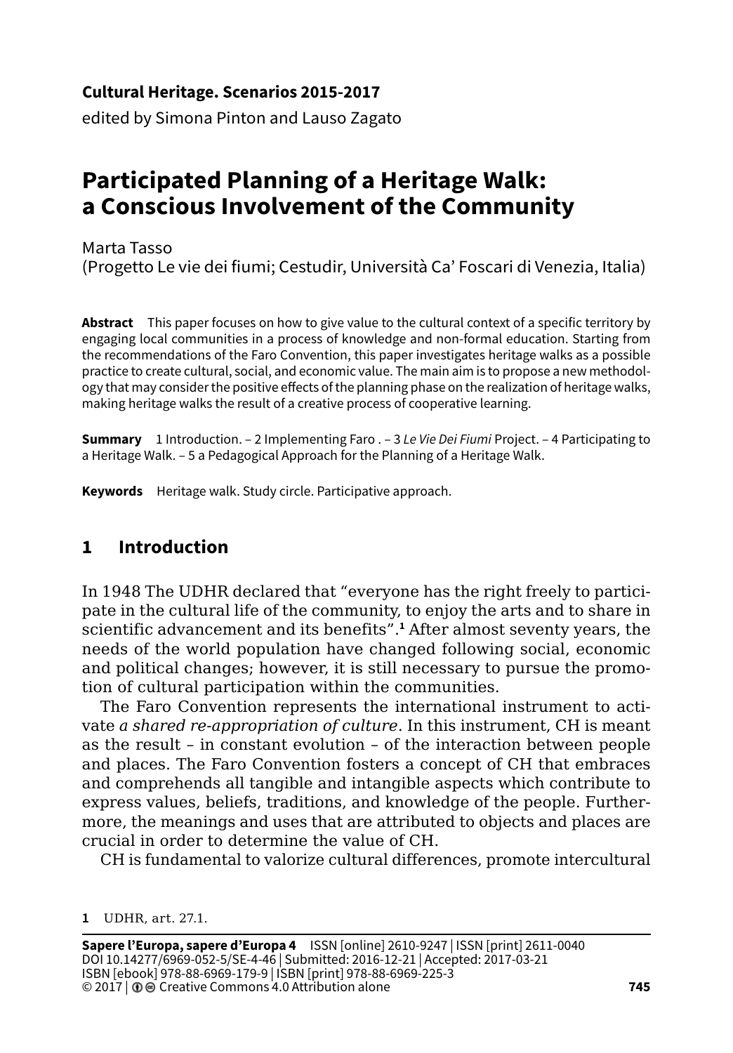**Cultural Heritage. Scenarios 2015-2017**
edited by Simona Pinton and Lauso Zagato

# Participated Planning of a Heritage Walk: a Conscious Involvement of the Community

Marta Tasso
(Progetto Le vie dei fiumi; Cestudir, Università Ca' Foscari di Venezia, Italia)

**Abstract** This paper focuses on how to give value to the cultural context of a specific territory by engaging local communities in a process of knowledge and non-formal education. Starting from the recommendations of the Faro Convention, this paper investigates heritage walks as a possible practice to create cultural, social, and economic value. The main aim is to propose a new methodology that may consider the positive effects of the planning phase on the realization of heritage walks, making heritage walks the result of a creative process of cooperative learning.

**Summary** 1 Introduction. – 2 Implementing Faro . – 3 *Le Vie Dei Fiumi* Project. – 4 Participating to a Heritage Walk. – 5 a Pedagogical Approach for the Planning of a Heritage Walk.

**Keywords** Heritage walk. Study circle. Participative approach.

## 1 Introduction

In 1948 The UDHR declared that "everyone has the right freely to participate in the cultural life of the community, to enjoy the arts and to share in scientific advancement and its benefits".[1] After almost seventy years, the needs of the world population have changed following social, economic and political changes; however, it is still necessary to pursue the promotion of cultural participation within the communities.

The Faro Convention represents the international instrument to activate *a shared re-appropriation of culture*. In this instrument, CH is meant as the result – in constant evolution – of the interaction between people and places. The Faro Convention fosters a concept of CH that embraces and comprehends all tangible and intangible aspects which contribute to express values, beliefs, traditions, and knowledge of the people. Furthermore, the meanings and uses that are attributed to objects and places are crucial in order to determine the value of CH.

CH is fundamental to valorize cultural differences, promote intercultural

1 UDHR, art. 27.1.

**Sapere l'Europa, sapere d'Europa 4** ISSN [online] 2610-9247 | ISSN [print] 2611-0040
DOI 10.14277/6969-052-5/SE-4-46 | Submitted: 2016-12-21 | Accepted: 2017-03-21
ISBN [ebook] 978-88-6969-179-9 | ISBN [print] 978-88-6969-225-3
© 2017 | Creative Commons 4.0 Attribution alone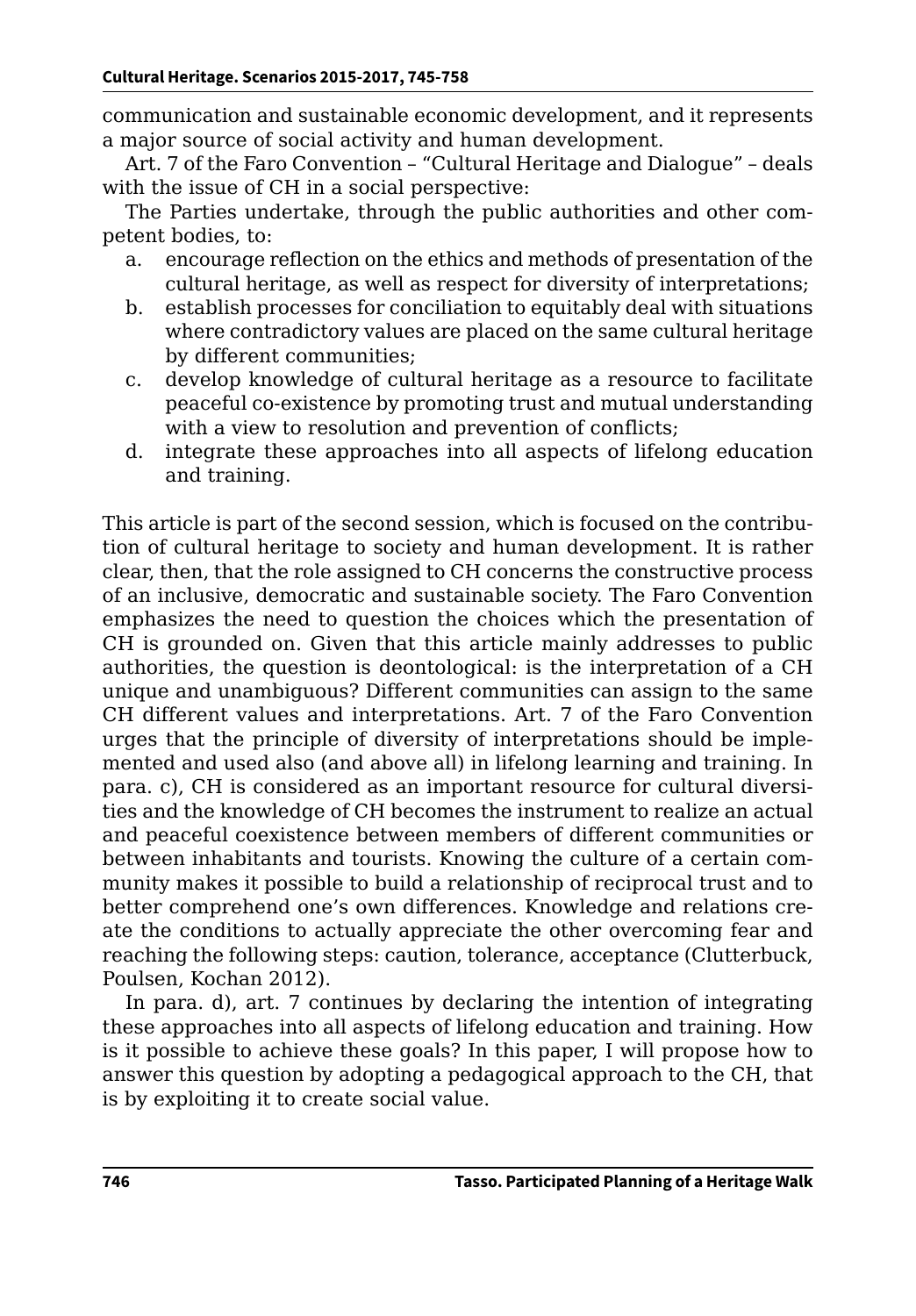communication and sustainable economic development, and it represents a major source of social activity and human development.

Art. 7 of the Faro Convention – "Cultural Heritage and Dialogue" – deals with the issue of CH in a social perspective:

The Parties undertake, through the public authorities and other competent bodies, to:

a. encourage reflection on the ethics and methods of presentation of the cultural heritage, as well as respect for diversity of interpretations;
b. establish processes for conciliation to equitably deal with situations where contradictory values are placed on the same cultural heritage by different communities;
c. develop knowledge of cultural heritage as a resource to facilitate peaceful co-existence by promoting trust and mutual understanding with a view to resolution and prevention of conflicts;
d. integrate these approaches into all aspects of lifelong education and training.

This article is part of the second session, which is focused on the contribution of cultural heritage to society and human development. It is rather clear, then, that the role assigned to CH concerns the constructive process of an inclusive, democratic and sustainable society. The Faro Convention emphasizes the need to question the choices which the presentation of CH is grounded on. Given that this article mainly addresses to public authorities, the question is deontological: is the interpretation of a CH unique and unambiguous? Different communities can assign to the same CH different values and interpretations. Art. 7 of the Faro Convention urges that the principle of diversity of interpretations should be implemented and used also (and above all) in lifelong learning and training. In para. c), CH is considered as an important resource for cultural diversities and the knowledge of CH becomes the instrument to realize an actual and peaceful coexistence between members of different communities or between inhabitants and tourists. Knowing the culture of a certain community makes it possible to build a relationship of reciprocal trust and to better comprehend one's own differences. Knowledge and relations create the conditions to actually appreciate the other overcoming fear and reaching the following steps: caution, tolerance, acceptance (Clutterbuck, Poulsen, Kochan 2012).

In para. d), art. 7 continues by declaring the intention of integrating these approaches into all aspects of lifelong education and training. How is it possible to achieve these goals? In this paper, I will propose how to answer this question by adopting a pedagogical approach to the CH, that is by exploiting it to create social value.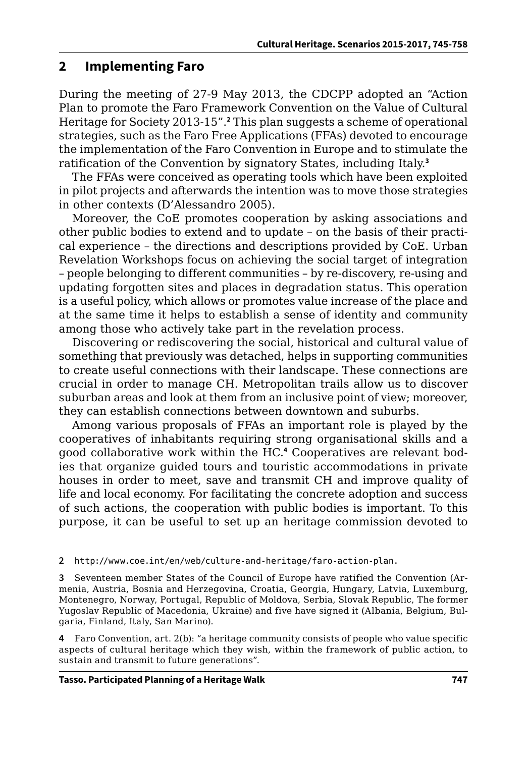## 2 Implementing Faro

During the meeting of 27-9 May 2013, the CDCPP adopted an "Action Plan to promote the Faro Framework Convention on the Value of Cultural Heritage for Society 2013-15".[2] This plan suggests a scheme of operational strategies, such as the Faro Free Applications (FFAs) devoted to encourage the implementation of the Faro Convention in Europe and to stimulate the ratification of the Convention by signatory States, including Italy.[3]

The FFAs were conceived as operating tools which have been exploited in pilot projects and afterwards the intention was to move those strategies in other contexts (D'Alessandro 2005).

Moreover, the CoE promotes cooperation by asking associations and other public bodies to extend and to update – on the basis of their practical experience – the directions and descriptions provided by CoE. Urban Revelation Workshops focus on achieving the social target of integration – people belonging to different communities – by re-discovery, re-using and updating forgotten sites and places in degradation status. This operation is a useful policy, which allows or promotes value increase of the place and at the same time it helps to establish a sense of identity and community among those who actively take part in the revelation process.

Discovering or rediscovering the social, historical and cultural value of something that previously was detached, helps in supporting communities to create useful connections with their landscape. These connections are crucial in order to manage CH. Metropolitan trails allow us to discover suburban areas and look at them from an inclusive point of view; moreover, they can establish connections between downtown and suburbs.

Among various proposals of FFAs an important role is played by the cooperatives of inhabitants requiring strong organisational skills and a good collaborative work within the HC.[4] Cooperatives are relevant bodies that organize guided tours and touristic accommodations in private houses in order to meet, save and transmit CH and improve quality of life and local economy. For facilitating the concrete adoption and success of such actions, the cooperation with public bodies is important. To this purpose, it can be useful to set up an heritage commission devoted to

---

2 http://www.coe.int/en/web/culture-and-heritage/faro-action-plan.

3 Seventeen member States of the Council of Europe have ratified the Convention (Armenia, Austria, Bosnia and Herzegovina, Croatia, Georgia, Hungary, Latvia, Luxemburg, Montenegro, Norway, Portugal, Republic of Moldova, Serbia, Slovak Republic, The former Yugoslav Republic of Macedonia, Ukraine) and five have signed it (Albania, Belgium, Bulgaria, Finland, Italy, San Marino).

4 Faro Convention, art. 2(b): "a heritage community consists of people who value specific aspects of cultural heritage which they wish, within the framework of public action, to sustain and transmit to future generations".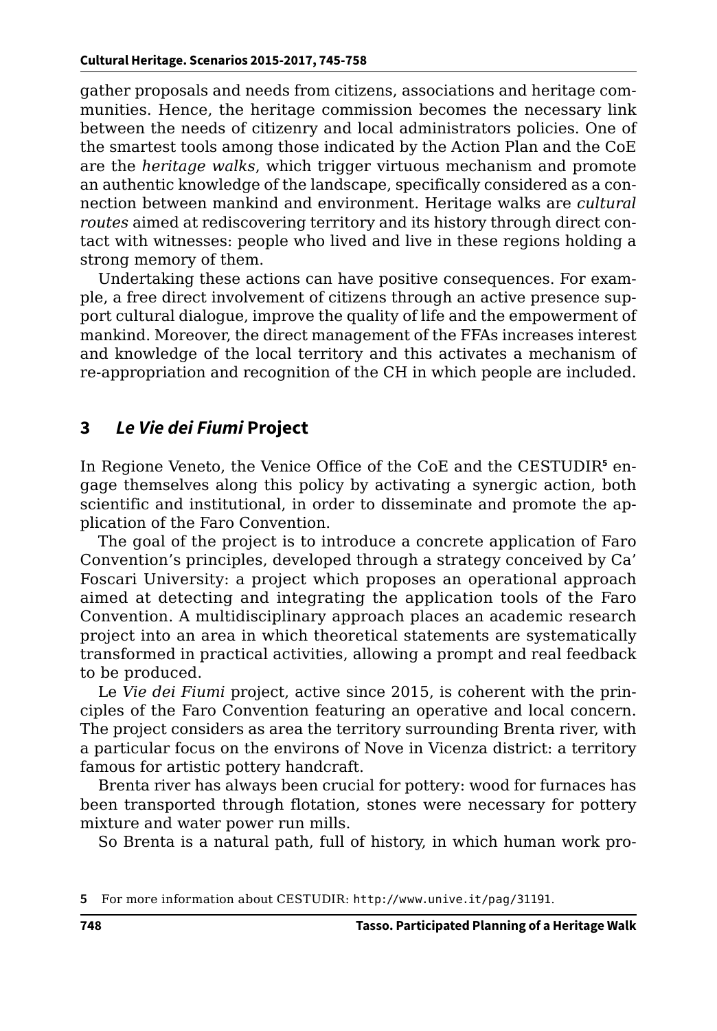gather proposals and needs from citizens, associations and heritage communities. Hence, the heritage commission becomes the necessary link between the needs of citizenry and local administrators policies. One of the smartest tools among those indicated by the Action Plan and the CoE are the *heritage walks*, which trigger virtuous mechanism and promote an authentic knowledge of the landscape, specifically considered as a connection between mankind and environment. Heritage walks are *cultural routes* aimed at rediscovering territory and its history through direct contact with witnesses: people who lived and live in these regions holding a strong memory of them.

Undertaking these actions can have positive consequences. For example, a free direct involvement of citizens through an active presence support cultural dialogue, improve the quality of life and the empowerment of mankind. Moreover, the direct management of the FFAs increases interest and knowledge of the local territory and this activates a mechanism of re-appropriation and recognition of the CH in which people are included.

## 3 *Le Vie dei Fiumi* Project

In Regione Veneto, the Venice Office of the CoE and the CESTUDIR[5] engage themselves along this policy by activating a synergic action, both scientific and institutional, in order to disseminate and promote the application of the Faro Convention.

The goal of the project is to introduce a concrete application of Faro Convention's principles, developed through a strategy conceived by Ca' Foscari University: a project which proposes an operational approach aimed at detecting and integrating the application tools of the Faro Convention. A multidisciplinary approach places an academic research project into an area in which theoretical statements are systematically transformed in practical activities, allowing a prompt and real feedback to be produced.

Le *Vie dei Fiumi* project, active since 2015, is coherent with the principles of the Faro Convention featuring an operative and local concern. The project considers as area the territory surrounding Brenta river, with a particular focus on the environs of Nove in Vicenza district: a territory famous for artistic pottery handcraft.

Brenta river has always been crucial for pottery: wood for furnaces has been transported through flotation, stones were necessary for pottery mixture and water power run mills.

So Brenta is a natural path, full of history, in which human work pro-

5 For more information about CESTUDIR: http://www.unive.it/pag/31191.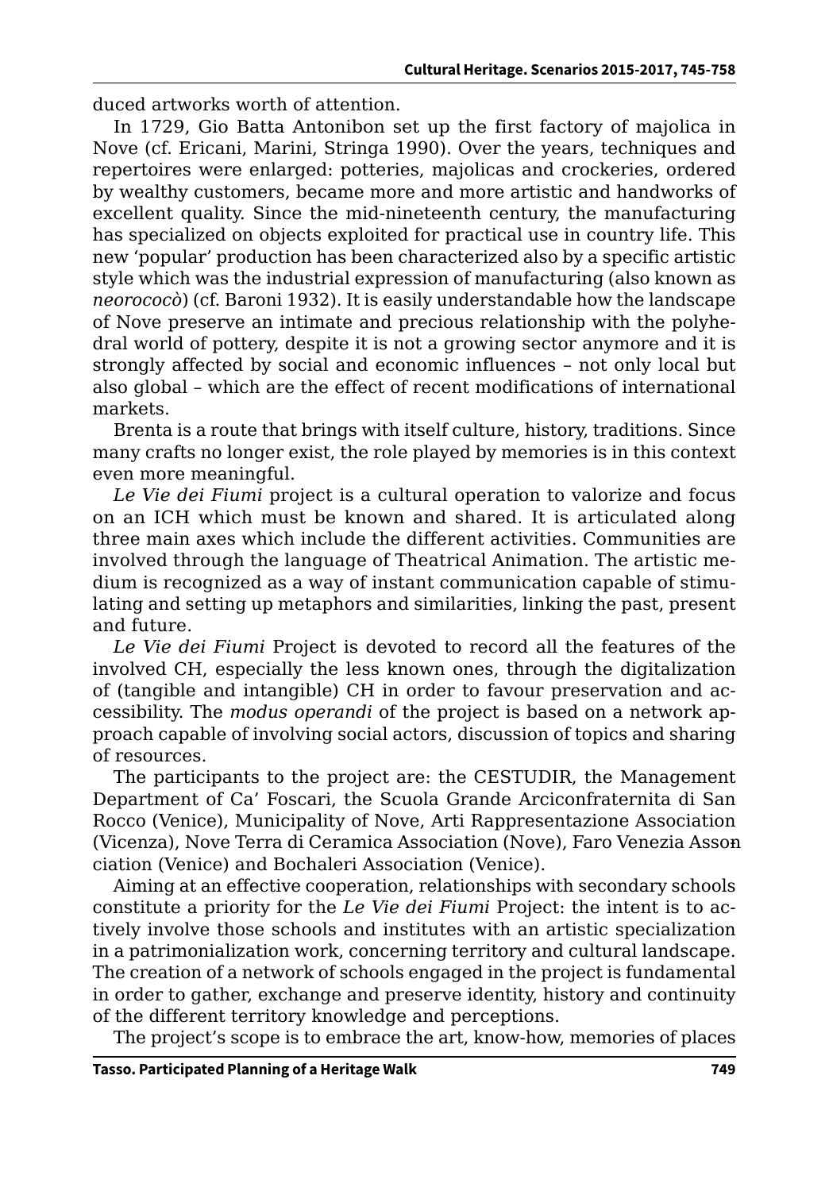duced artworks worth of attention.

In 1729, Gio Batta Antonibon set up the first factory of majolica in Nove (cf. Ericani, Marini, Stringa 1990). Over the years, techniques and repertoires were enlarged: potteries, majolicas and crockeries, ordered by wealthy customers, became more and more artistic and handworks of excellent quality. Since the mid-nineteenth century, the manufacturing has specialized on objects exploited for practical use in country life. This new 'popular' production has been characterized also by a specific artistic style which was the industrial expression of manufacturing (also known as *neorococò*) (cf. Baroni 1932). It is easily understandable how the landscape of Nove preserve an intimate and precious relationship with the polyhedral world of pottery, despite it is not a growing sector anymore and it is strongly affected by social and economic influences – not only local but also global – which are the effect of recent modifications of international markets.

Brenta is a route that brings with itself culture, history, traditions. Since many crafts no longer exist, the role played by memories is in this context even more meaningful.

*Le Vie dei Fiumi* project is a cultural operation to valorize and focus on an ICH which must be known and shared. It is articulated along three main axes which include the different activities. Communities are involved through the language of Theatrical Animation. The artistic medium is recognized as a way of instant communication capable of stimulating and setting up metaphors and similarities, linking the past, present and future.

*Le Vie dei Fiumi* Project is devoted to record all the features of the involved CH, especially the less known ones, through the digitalization of (tangible and intangible) CH in order to favour preservation and accessibility. The *modus operandi* of the project is based on a network approach capable of involving social actors, discussion of topics and sharing of resources.

The participants to the project are: the CESTUDIR, the Management Department of Ca' Foscari, the Scuola Grande Arciconfraternita di San Rocco (Venice), Municipality of Nove, Arti Rappresentazione Association (Vicenza), Nove Terra di Ceramica Association (Nove), Faro Venezia Association (Venice) and Bochaleri Association (Venice).

Aiming at an effective cooperation, relationships with secondary schools constitute a priority for the *Le Vie dei Fiumi* Project: the intent is to actively involve those schools and institutes with an artistic specialization in a patrimonialization work, concerning territory and cultural landscape. The creation of a network of schools engaged in the project is fundamental in order to gather, exchange and preserve identity, history and continuity of the different territory knowledge and perceptions.

The project's scope is to embrace the art, know-how, memories of places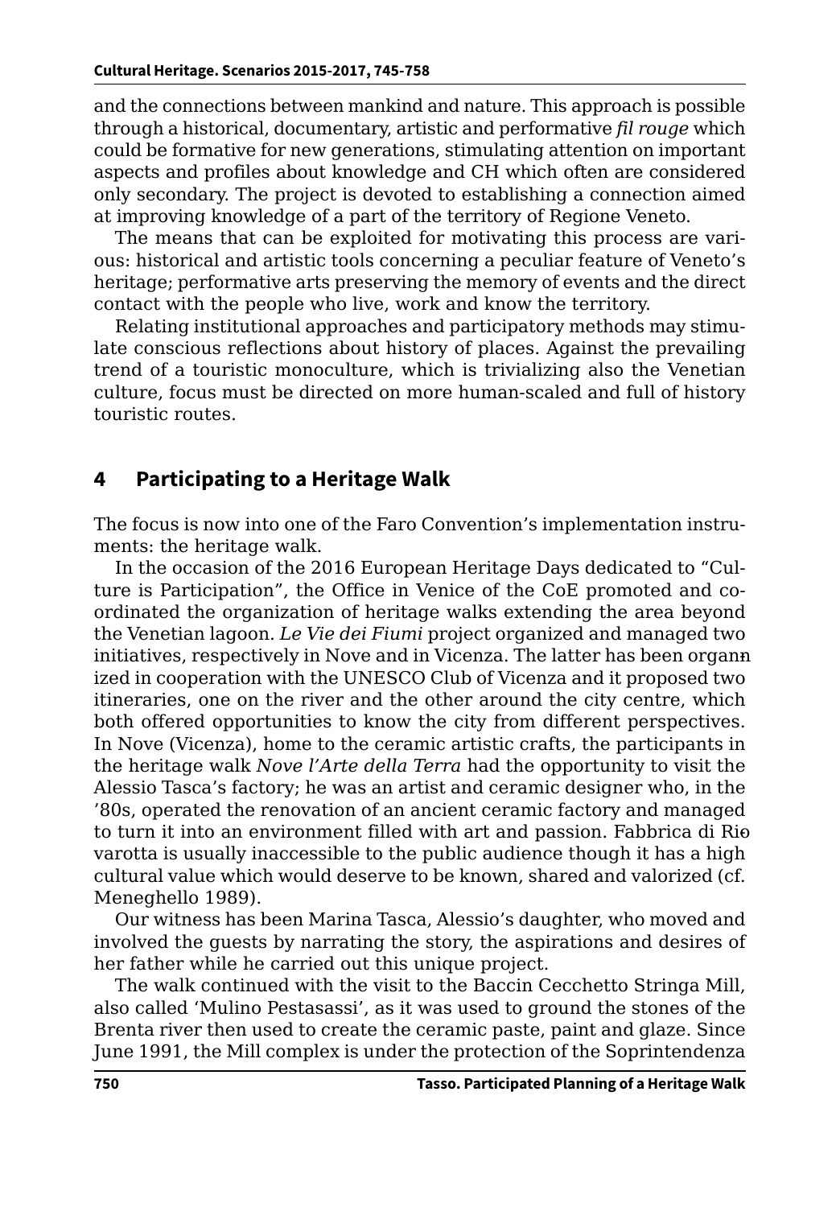and the connections between mankind and nature. This approach is possible through a historical, documentary, artistic and performative *fil rouge* which could be formative for new generations, stimulating attention on important aspects and profiles about knowledge and CH which often are considered only secondary. The project is devoted to establishing a connection aimed at improving knowledge of a part of the territory of Regione Veneto.

The means that can be exploited for motivating this process are various: historical and artistic tools concerning a peculiar feature of Veneto's heritage; performative arts preserving the memory of events and the direct contact with the people who live, work and know the territory.

Relating institutional approaches and participatory methods may stimulate conscious reflections about history of places. Against the prevailing trend of a touristic monoculture, which is trivializing also the Venetian culture, focus must be directed on more human-scaled and full of history touristic routes.

## 4 Participating to a Heritage Walk

The focus is now into one of the Faro Convention's implementation instruments: the heritage walk.

In the occasion of the 2016 European Heritage Days dedicated to "Culture is Participation", the Office in Venice of the CoE promoted and coordinated the organization of heritage walks extending the area beyond the Venetian lagoon. *Le Vie dei Fiumi* project organized and managed two initiatives, respectively in Nove and in Vicenza. The latter has been organized in cooperation with the UNESCO Club of Vicenza and it proposed two itineraries, one on the river and the other around the city centre, which both offered opportunities to know the city from different perspectives. In Nove (Vicenza), home to the ceramic artistic crafts, the participants in the heritage walk *Nove l'Arte della Terra* had the opportunity to visit the Alessio Tasca's factory; he was an artist and ceramic designer who, in the '80s, operated the renovation of an ancient ceramic factory and managed to turn it into an environment filled with art and passion. Fabbrica di Rivarotta is usually inaccessible to the public audience though it has a high cultural value which would deserve to be known, shared and valorized (cf. Meneghello 1989).

Our witness has been Marina Tasca, Alessio's daughter, who moved and involved the guests by narrating the story, the aspirations and desires of her father while he carried out this unique project.

The walk continued with the visit to the Baccin Cecchetto Stringa Mill, also called 'Mulino Pestasassi', as it was used to ground the stones of the Brenta river then used to create the ceramic paste, paint and glaze. Since June 1991, the Mill complex is under the protection of the Soprintendenza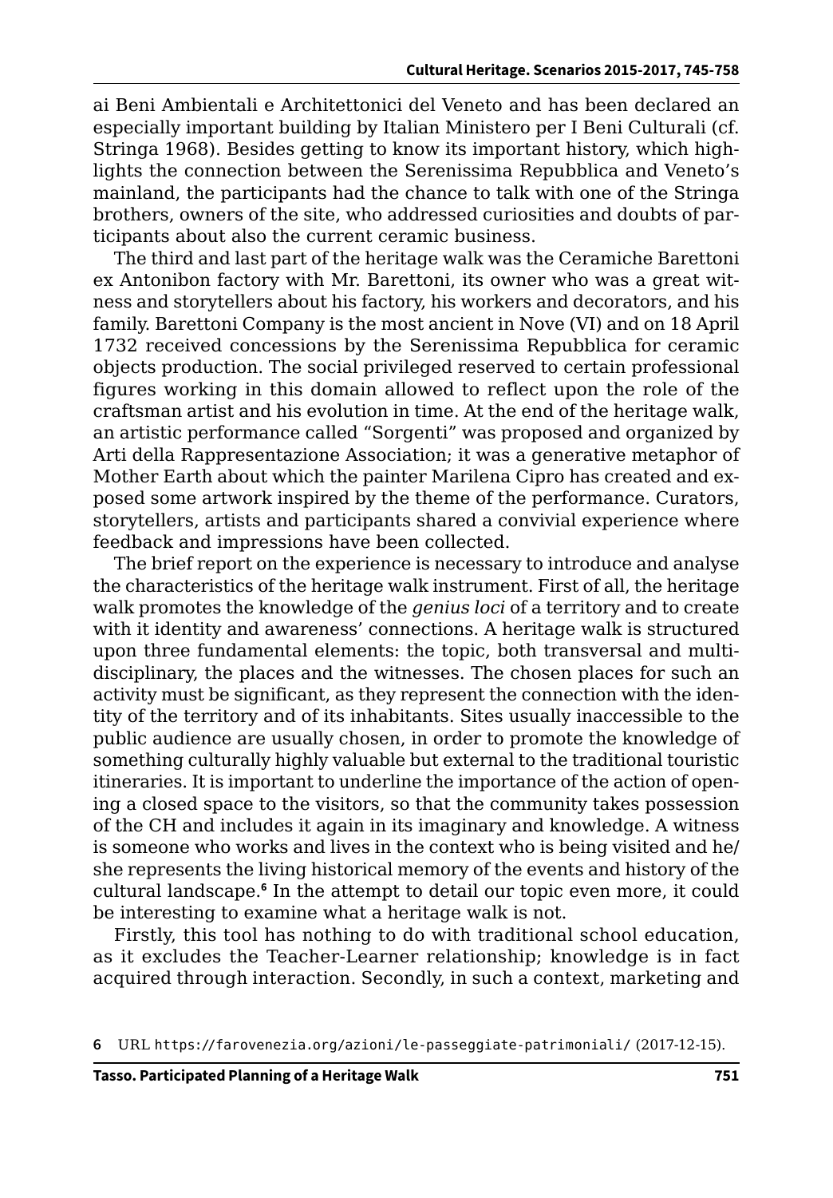ai Beni Ambientali e Architettonici del Veneto and has been declared an especially important building by Italian Ministero per I Beni Culturali (cf. Stringa 1968). Besides getting to know its important history, which highlights the connection between the Serenissima Repubblica and Veneto's mainland, the participants had the chance to talk with one of the Stringa brothers, owners of the site, who addressed curiosities and doubts of participants about also the current ceramic business.

The third and last part of the heritage walk was the Ceramiche Barettoni ex Antonibon factory with Mr. Barettoni, its owner who was a great witness and storytellers about his factory, his workers and decorators, and his family. Barettoni Company is the most ancient in Nove (VI) and on 18 April 1732 received concessions by the Serenissima Repubblica for ceramic objects production. The social privileged reserved to certain professional figures working in this domain allowed to reflect upon the role of the craftsman artist and his evolution in time. At the end of the heritage walk, an artistic performance called "Sorgenti" was proposed and organized by Arti della Rappresentazione Association; it was a generative metaphor of Mother Earth about which the painter Marilena Cipro has created and exposed some artwork inspired by the theme of the performance. Curators, storytellers, artists and participants shared a convivial experience where feedback and impressions have been collected.

The brief report on the experience is necessary to introduce and analyse the characteristics of the heritage walk instrument. First of all, the heritage walk promotes the knowledge of the *genius loci* of a territory and to create with it identity and awareness' connections. A heritage walk is structured upon three fundamental elements: the topic, both transversal and multidisciplinary, the places and the witnesses. The chosen places for such an activity must be significant, as they represent the connection with the identity of the territory and of its inhabitants. Sites usually inaccessible to the public audience are usually chosen, in order to promote the knowledge of something culturally highly valuable but external to the traditional touristic itineraries. It is important to underline the importance of the action of opening a closed space to the visitors, so that the community takes possession of the CH and includes it again in its imaginary and knowledge. A witness is someone who works and lives in the context who is being visited and he/she represents the living historical memory of the events and history of the cultural landscape.[6] In the attempt to detail our topic even more, it could be interesting to examine what a heritage walk is not.

Firstly, this tool has nothing to do with traditional school education, as it excludes the Teacher-Learner relationship; knowledge is in fact acquired through interaction. Secondly, in such a context, marketing and

6 URL https://farovenezia.org/azioni/le-passeggiate-patrimoniali/ (2017-12-15).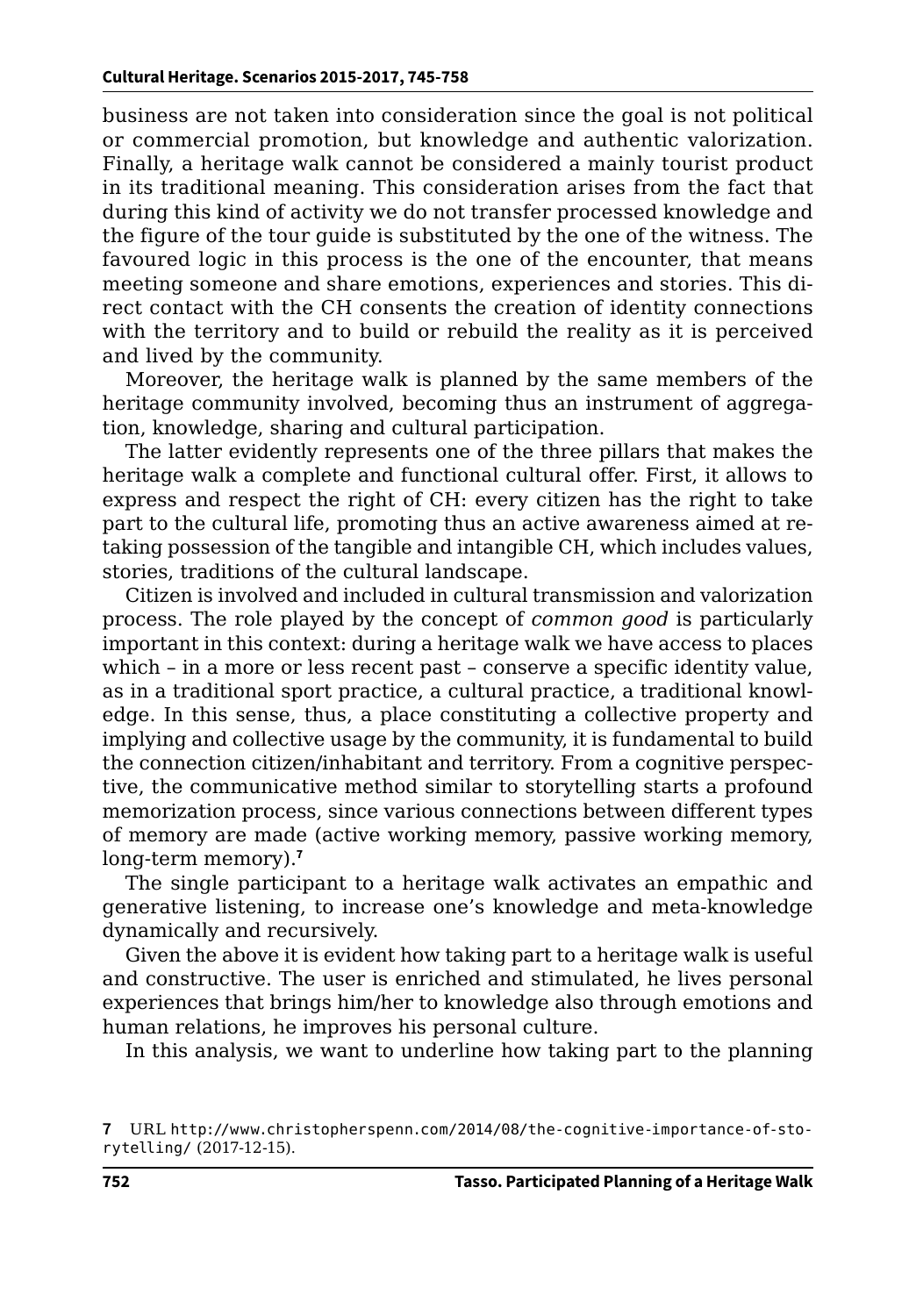business are not taken into consideration since the goal is not political or commercial promotion, but knowledge and authentic valorization. Finally, a heritage walk cannot be considered a mainly tourist product in its traditional meaning. This consideration arises from the fact that during this kind of activity we do not transfer processed knowledge and the figure of the tour guide is substituted by the one of the witness. The favoured logic in this process is the one of the encounter, that means meeting someone and share emotions, experiences and stories. This direct contact with the CH consents the creation of identity connections with the territory and to build or rebuild the reality as it is perceived and lived by the community.

Moreover, the heritage walk is planned by the same members of the heritage community involved, becoming thus an instrument of aggregation, knowledge, sharing and cultural participation.

The latter evidently represents one of the three pillars that makes the heritage walk a complete and functional cultural offer. First, it allows to express and respect the right of CH: every citizen has the right to take part to the cultural life, promoting thus an active awareness aimed at retaking possession of the tangible and intangible CH, which includes values, stories, traditions of the cultural landscape.

Citizen is involved and included in cultural transmission and valorization process. The role played by the concept of *common good* is particularly important in this context: during a heritage walk we have access to places which – in a more or less recent past – conserve a specific identity value, as in a traditional sport practice, a cultural practice, a traditional knowledge. In this sense, thus, a place constituting a collective property and implying and collective usage by the community, it is fundamental to build the connection citizen/inhabitant and territory. From a cognitive perspective, the communicative method similar to storytelling starts a profound memorization process, since various connections between different types of memory are made (active working memory, passive working memory, long-term memory).[7]

The single participant to a heritage walk activates an empathic and generative listening, to increase one's knowledge and meta-knowledge dynamically and recursively.

Given the above it is evident how taking part to a heritage walk is useful and constructive. The user is enriched and stimulated, he lives personal experiences that brings him/her to knowledge also through emotions and human relations, he improves his personal culture.

In this analysis, we want to underline how taking part to the planning

[7] URL http://www.christopherspenn.com/2014/08/the-cognitive-importance-of-storytelling/ (2017-12-15).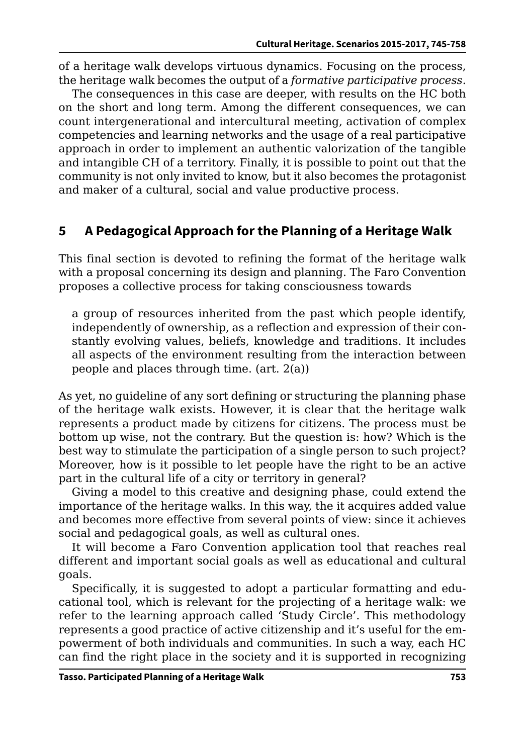of a heritage walk develops virtuous dynamics. Focusing on the process, the heritage walk becomes the output of a *formative participative process*.

The consequences in this case are deeper, with results on the HC both on the short and long term. Among the different consequences, we can count intergenerational and intercultural meeting, activation of complex competencies and learning networks and the usage of a real participative approach in order to implement an authentic valorization of the tangible and intangible CH of a territory. Finally, it is possible to point out that the community is not only invited to know, but it also becomes the protagonist and maker of a cultural, social and value productive process.

## 5 A Pedagogical Approach for the Planning of a Heritage Walk

This final section is devoted to refining the format of the heritage walk with a proposal concerning its design and planning. The Faro Convention proposes a collective process for taking consciousness towards

> a group of resources inherited from the past which people identify, independently of ownership, as a reflection and expression of their constantly evolving values, beliefs, knowledge and traditions. It includes all aspects of the environment resulting from the interaction between people and places through time. (art. 2(a))

As yet, no guideline of any sort defining or structuring the planning phase of the heritage walk exists. However, it is clear that the heritage walk represents a product made by citizens for citizens. The process must be bottom up wise, not the contrary. But the question is: how? Which is the best way to stimulate the participation of a single person to such project? Moreover, how is it possible to let people have the right to be an active part in the cultural life of a city or territory in general?

Giving a model to this creative and designing phase, could extend the importance of the heritage walks. In this way, the it acquires added value and becomes more effective from several points of view: since it achieves social and pedagogical goals, as well as cultural ones.

It will become a Faro Convention application tool that reaches real different and important social goals as well as educational and cultural goals.

Specifically, it is suggested to adopt a particular formatting and educational tool, which is relevant for the projecting of a heritage walk: we refer to the learning approach called 'Study Circle'. This methodology represents a good practice of active citizenship and it's useful for the empowerment of both individuals and communities. In such a way, each HC can find the right place in the society and it is supported in recognizing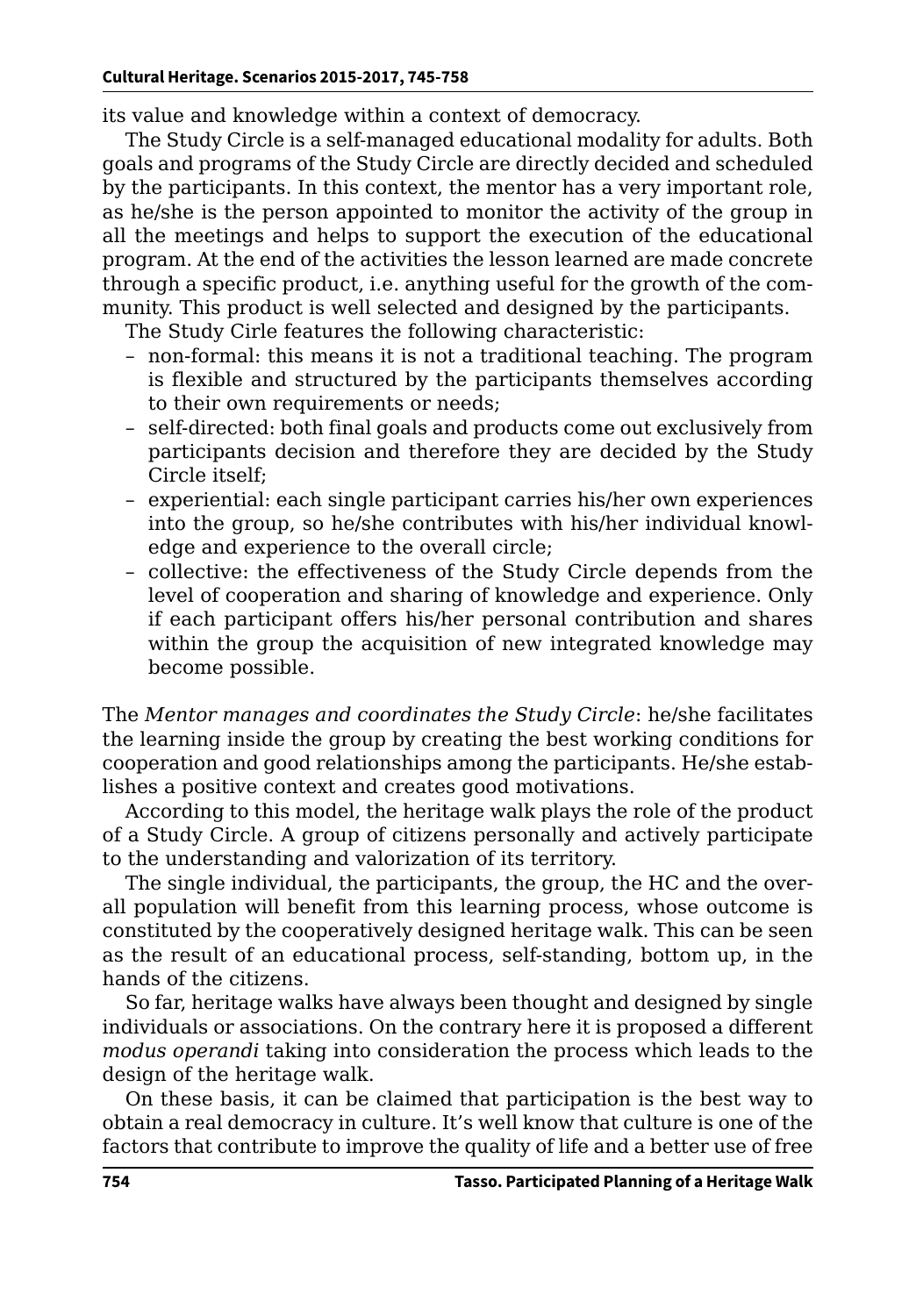its value and knowledge within a context of democracy.

The Study Circle is a self-managed educational modality for adults. Both goals and programs of the Study Circle are directly decided and scheduled by the participants. In this context, the mentor has a very important role, as he/she is the person appointed to monitor the activity of the group in all the meetings and helps to support the execution of the educational program. At the end of the activities the lesson learned are made concrete through a specific product, i.e. anything useful for the growth of the community. This product is well selected and designed by the participants.

The Study Cirle features the following characteristic:

- non-formal: this means it is not a traditional teaching. The program is flexible and structured by the participants themselves according to their own requirements or needs;
- self-directed: both final goals and products come out exclusively from participants decision and therefore they are decided by the Study Circle itself;
- experiential: each single participant carries his/her own experiences into the group, so he/she contributes with his/her individual knowledge and experience to the overall circle;
- collective: the effectiveness of the Study Circle depends from the level of cooperation and sharing of knowledge and experience. Only if each participant offers his/her personal contribution and shares within the group the acquisition of new integrated knowledge may become possible.

The *Mentor manages and coordinates the Study Circle*: he/she facilitates the learning inside the group by creating the best working conditions for cooperation and good relationships among the participants. He/she establishes a positive context and creates good motivations.

According to this model, the heritage walk plays the role of the product of a Study Circle. A group of citizens personally and actively participate to the understanding and valorization of its territory.

The single individual, the participants, the group, the HC and the overall population will benefit from this learning process, whose outcome is constituted by the cooperatively designed heritage walk. This can be seen as the result of an educational process, self-standing, bottom up, in the hands of the citizens.

So far, heritage walks have always been thought and designed by single individuals or associations. On the contrary here it is proposed a different *modus operandi* taking into consideration the process which leads to the design of the heritage walk.

On these basis, it can be claimed that participation is the best way to obtain a real democracy in culture. It's well know that culture is one of the factors that contribute to improve the quality of life and a better use of free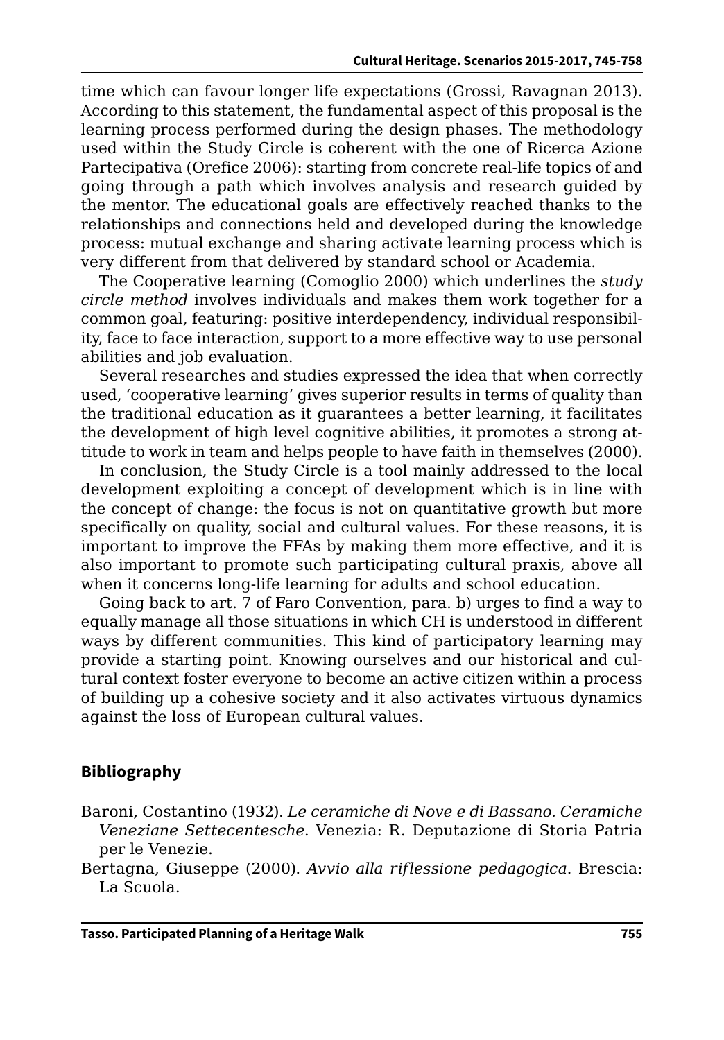time which can favour longer life expectations (Grossi, Ravagnan 2013). According to this statement, the fundamental aspect of this proposal is the learning process performed during the design phases. The methodology used within the Study Circle is coherent with the one of Ricerca Azione Partecipativa (Orefice 2006): starting from concrete real-life topics of and going through a path which involves analysis and research guided by the mentor. The educational goals are effectively reached thanks to the relationships and connections held and developed during the knowledge process: mutual exchange and sharing activate learning process which is very different from that delivered by standard school or Academia.

The Cooperative learning (Comoglio 2000) which underlines the *study circle method* involves individuals and makes them work together for a common goal, featuring: positive interdependency, individual responsibility, face to face interaction, support to a more effective way to use personal abilities and job evaluation.

Several researches and studies expressed the idea that when correctly used, 'cooperative learning' gives superior results in terms of quality than the traditional education as it guarantees a better learning, it facilitates the development of high level cognitive abilities, it promotes a strong attitude to work in team and helps people to have faith in themselves (2000).

In conclusion, the Study Circle is a tool mainly addressed to the local development exploiting a concept of development which is in line with the concept of change: the focus is not on quantitative growth but more specifically on quality, social and cultural values. For these reasons, it is important to improve the FFAs by making them more effective, and it is also important to promote such participating cultural praxis, above all when it concerns long-life learning for adults and school education.

Going back to art. 7 of Faro Convention, para. b) urges to find a way to equally manage all those situations in which CH is understood in different ways by different communities. This kind of participatory learning may provide a starting point. Knowing ourselves and our historical and cultural context foster everyone to become an active citizen within a process of building up a cohesive society and it also activates virtuous dynamics against the loss of European cultural values.

## Bibliography

Baroni, Costantino (1932). *Le ceramiche di Nove e di Bassano. Ceramiche Veneziane Settecentesche*. Venezia: R. Deputazione di Storia Patria per le Venezie.

Bertagna, Giuseppe (2000). *Avvio alla riflessione pedagogica*. Brescia: La Scuola.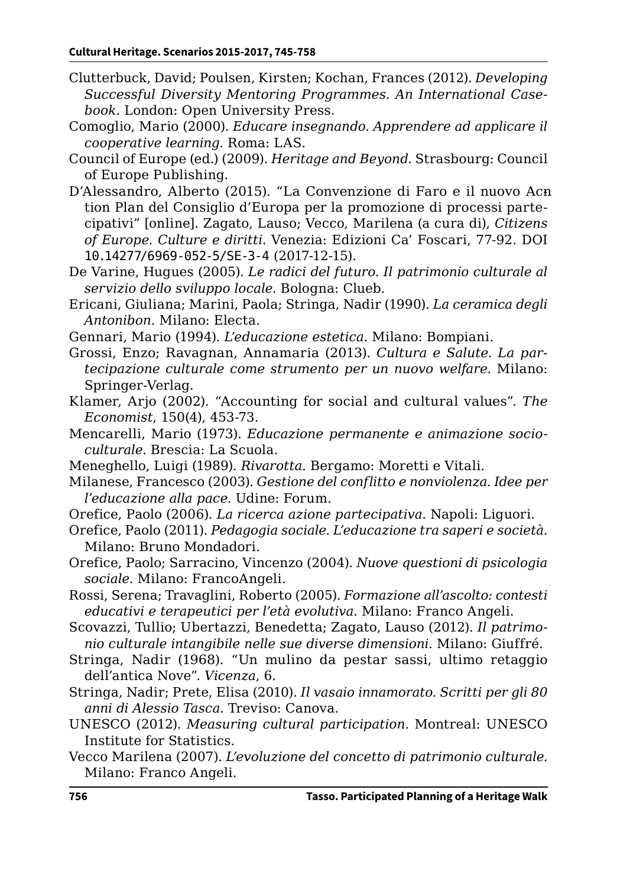Clutterbuck, David; Poulsen, Kirsten; Kochan, Frances (2012). *Developing Successful Diversity Mentoring Programmes. An International Casebook*. London: Open University Press.

Comoglio, Mario (2000). *Educare insegnando. Apprendere ad applicare il cooperative learning*. Roma: LAS.

Council of Europe (ed.) (2009). *Heritage and Beyond*. Strasbourg: Council of Europe Publishing.

D'Alessandro, Alberto (2015). "La Convenzione di Faro e il nuovo Action Plan del Consiglio d'Europa per la promozione di processi partecipativi" [online]. Zagato, Lauso; Vecco, Marilena (a cura di), *Citizens of Europe. Culture e diritti*. Venezia: Edizioni Ca' Foscari, 77-92. DOI 10.14277/6969-052-5/SE-3-4 (2017-12-15).

De Varine, Hugues (2005). *Le radici del futuro. Il patrimonio culturale al servizio dello sviluppo locale*. Bologna: Clueb.

Ericani, Giuliana; Marini, Paola; Stringa, Nadir (1990). *La ceramica degli Antonibon*. Milano: Electa.

Gennari, Mario (1994). *L'educazione estetica*. Milano: Bompiani.

Grossi, Enzo; Ravagnan, Annamaria (2013). *Cultura e Salute. La partecipazione culturale come strumento per un nuovo welfare*. Milano: Springer-Verlag.

Klamer, Arjo (2002). "Accounting for social and cultural values". *The Economist*, 150(4), 453-73.

Mencarelli, Mario (1973). *Educazione permanente e animazione socioculturale*. Brescia: La Scuola.

Meneghello, Luigi (1989). *Rivarotta*. Bergamo: Moretti e Vitali.

Milanese, Francesco (2003). *Gestione del conflitto e nonviolenza. Idee per l'educazione alla pace*. Udine: Forum.

Orefice, Paolo (2006). *La ricerca azione partecipativa*. Napoli: Liguori.

Orefice, Paolo (2011). *Pedagogia sociale. L'educazione tra saperi e società*. Milano: Bruno Mondadori.

Orefice, Paolo; Sarracino, Vincenzo (2004). *Nuove questioni di psicologia sociale*. Milano: FrancoAngeli.

Rossi, Serena; Travaglini, Roberto (2005). *Formazione all'ascolto: contesti educativi e terapeutici per l'età evolutiva*. Milano: Franco Angeli.

Scovazzi, Tullio; Ubertazzi, Benedetta; Zagato, Lauso (2012). *Il patrimonio culturale intangibile nelle sue diverse dimensioni*. Milano: Giuffré.

Stringa, Nadir (1968). "Un mulino da pestar sassi, ultimo retaggio dell'antica Nove". *Vicenza*, 6.

Stringa, Nadir; Prete, Elisa (2010). *Il vasaio innamorato. Scritti per gli 80 anni di Alessio Tasca*. Treviso: Canova.

UNESCO (2012). *Measuring cultural participation*. Montreal: UNESCO Institute for Statistics.

Vecco Marilena (2007). *L'evoluzione del concetto di patrimonio culturale.* Milano: Franco Angeli.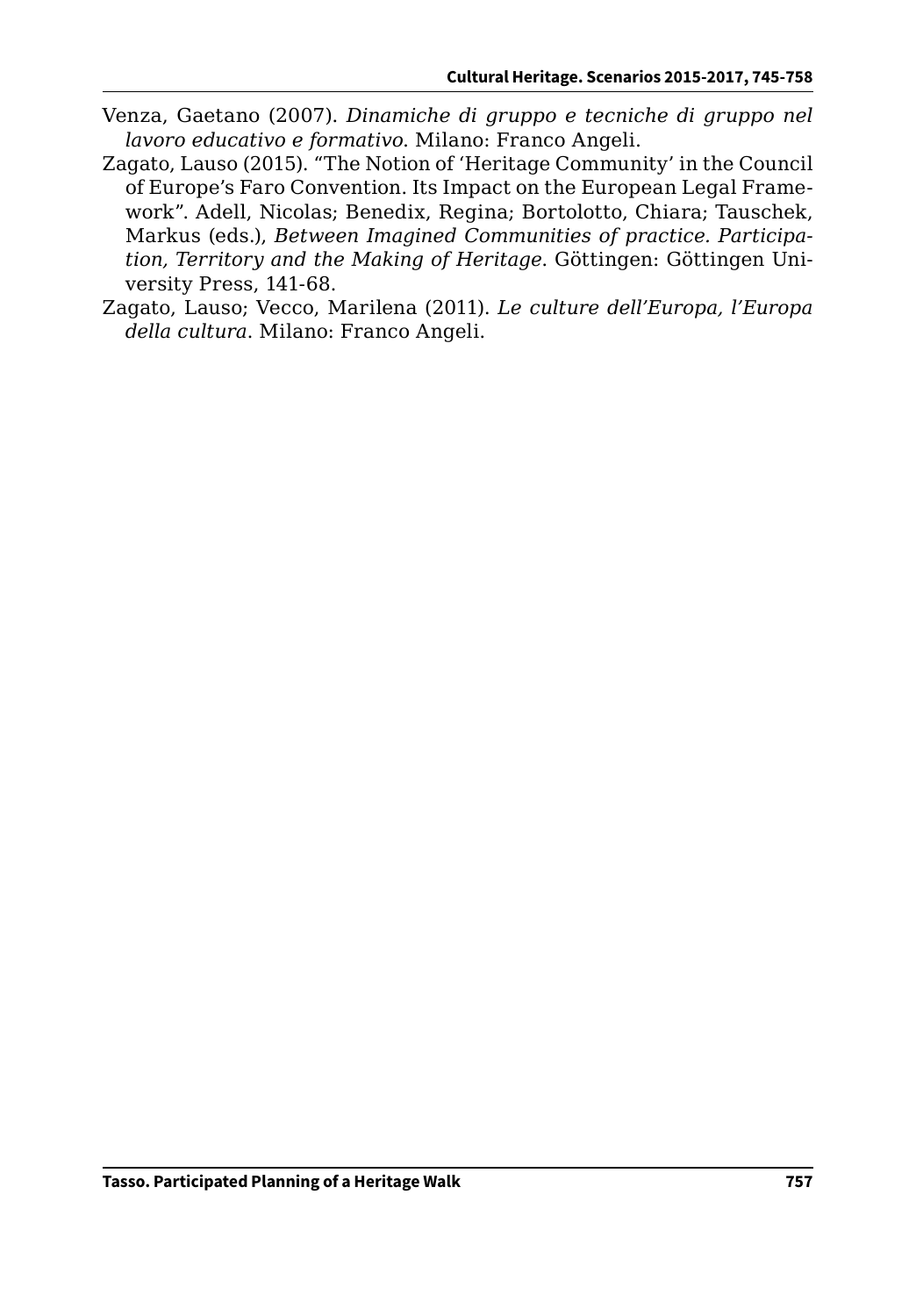Venza, Gaetano (2007). *Dinamiche di gruppo e tecniche di gruppo nel lavoro educativo e formativo*. Milano: Franco Angeli.

Zagato, Lauso (2015). "The Notion of 'Heritage Community' in the Council of Europe's Faro Convention. Its Impact on the European Legal Framework". Adell, Nicolas; Benedix, Regina; Bortolotto, Chiara; Tauschek, Markus (eds.), *Between Imagined Communities of practice. Participation, Territory and the Making of Heritage*. Göttingen: Göttingen University Press, 141-68.

Zagato, Lauso; Vecco, Marilena (2011). *Le culture dell'Europa, l'Europa della cultura*. Milano: Franco Angeli.